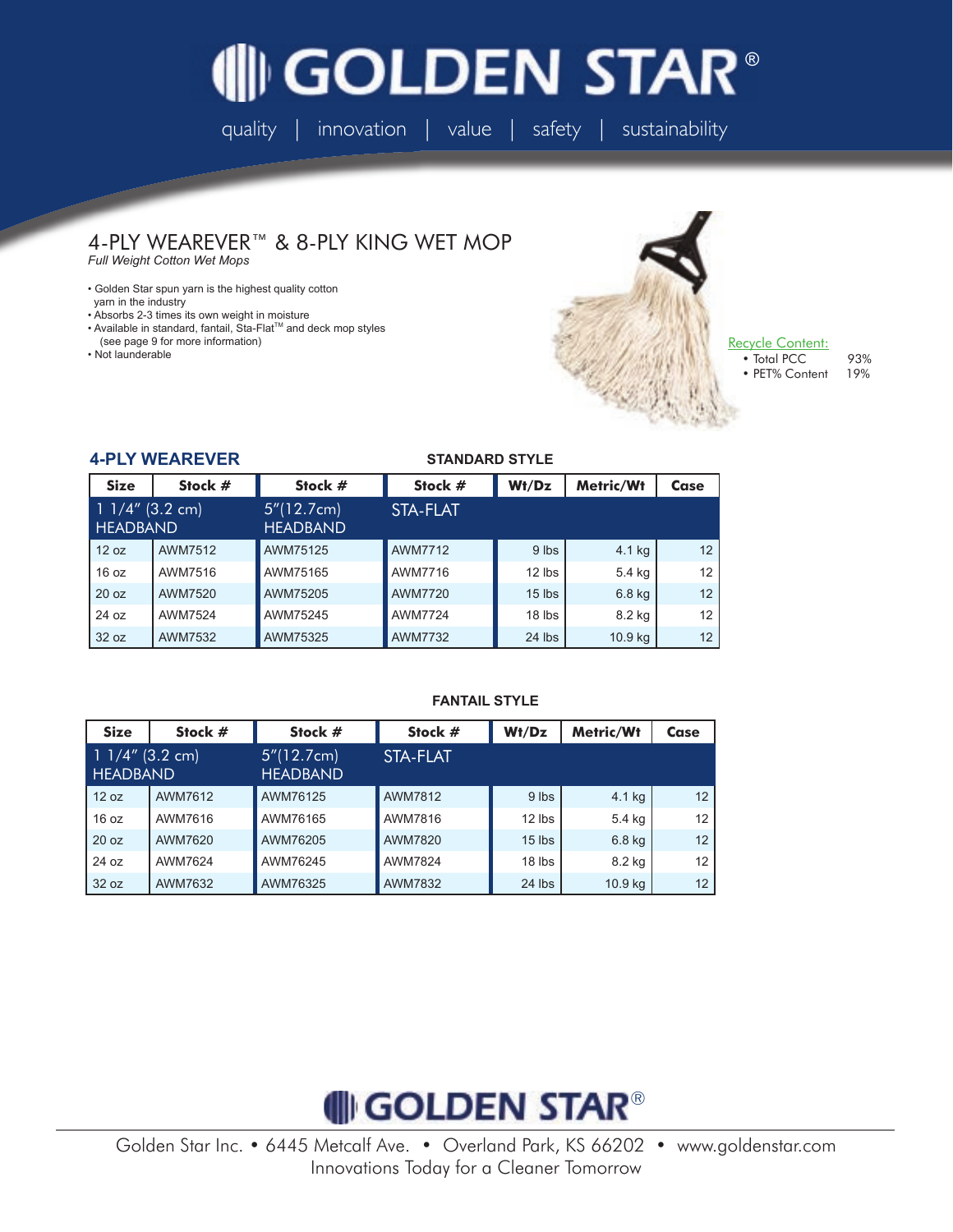# GOLDEN STAR®

quality | innovation | value | safety | sustainability

## 4-PLY WEAREVER™ & 8-PLY KING WET MOP

*Full Weight Cotton Wet Mops*

- Golden Star spun yarn is the highest quality cotton yarn in the industry
- Absorbs 2-3 times its own weight in moisture
- Available in standard, fantail, Sta-Flat™ and deck mop styles (see page 9 for more information)
- Not launderable

Recycle Content:
- Total PCC 93%
- PET% Content 19%

### 4-PLY WEAREVER

**STANDARD STYLE**

| Size | Stock # | Stock # | Stock # | Wt/Dz | Metric/Wt | Case |
|---|---|---|---|---|---|---|
| 1 1/4" (3.2 cm) HEADBAND | | 5"(12.7cm) HEADBAND | STA-FLAT | | | |
| 12 oz | AWM7512 | AWM75125 | AWM7712 | 9 lbs | 4.1 kg | 12 |
| 16 oz | AWM7516 | AWM75165 | AWM7716 | 12 lbs | 5.4 kg | 12 |
| 20 oz | AWM7520 | AWM75205 | AWM7720 | 15 lbs | 6.8 kg | 12 |
| 24 oz | AWM7524 | AWM75245 | AWM7724 | 18 lbs | 8.2 kg | 12 |
| 32 oz | AWM7532 | AWM75325 | AWM7732 | 24 lbs | 10.9 kg | 12 |

**FANTAIL STYLE**

| Size | Stock # | Stock # | Stock # | Wt/Dz | Metric/Wt | Case |
|---|---|---|---|---|---|---|
| 1 1/4" (3.2 cm) HEADBAND | | 5"(12.7cm) HEADBAND | STA-FLAT | | | |
| 12 oz | AWM7612 | AWM76125 | AWM7812 | 9 lbs | 4.1 kg | 12 |
| 16 oz | AWM7616 | AWM76165 | AWM7816 | 12 lbs | 5.4 kg | 12 |
| 20 oz | AWM7620 | AWM76205 | AWM7820 | 15 lbs | 6.8 kg | 12 |
| 24 oz | AWM7624 | AWM76245 | AWM7824 | 18 lbs | 8.2 kg | 12 |
| 32 oz | AWM7632 | AWM76325 | AWM7832 | 24 lbs | 10.9 kg | 12 |

GOLDEN STAR®

Golden Star Inc. • 6445 Metcalf Ave. • Overland Park, KS 66202 • www.goldenstar.com
Innovations Today for a Cleaner Tomorrow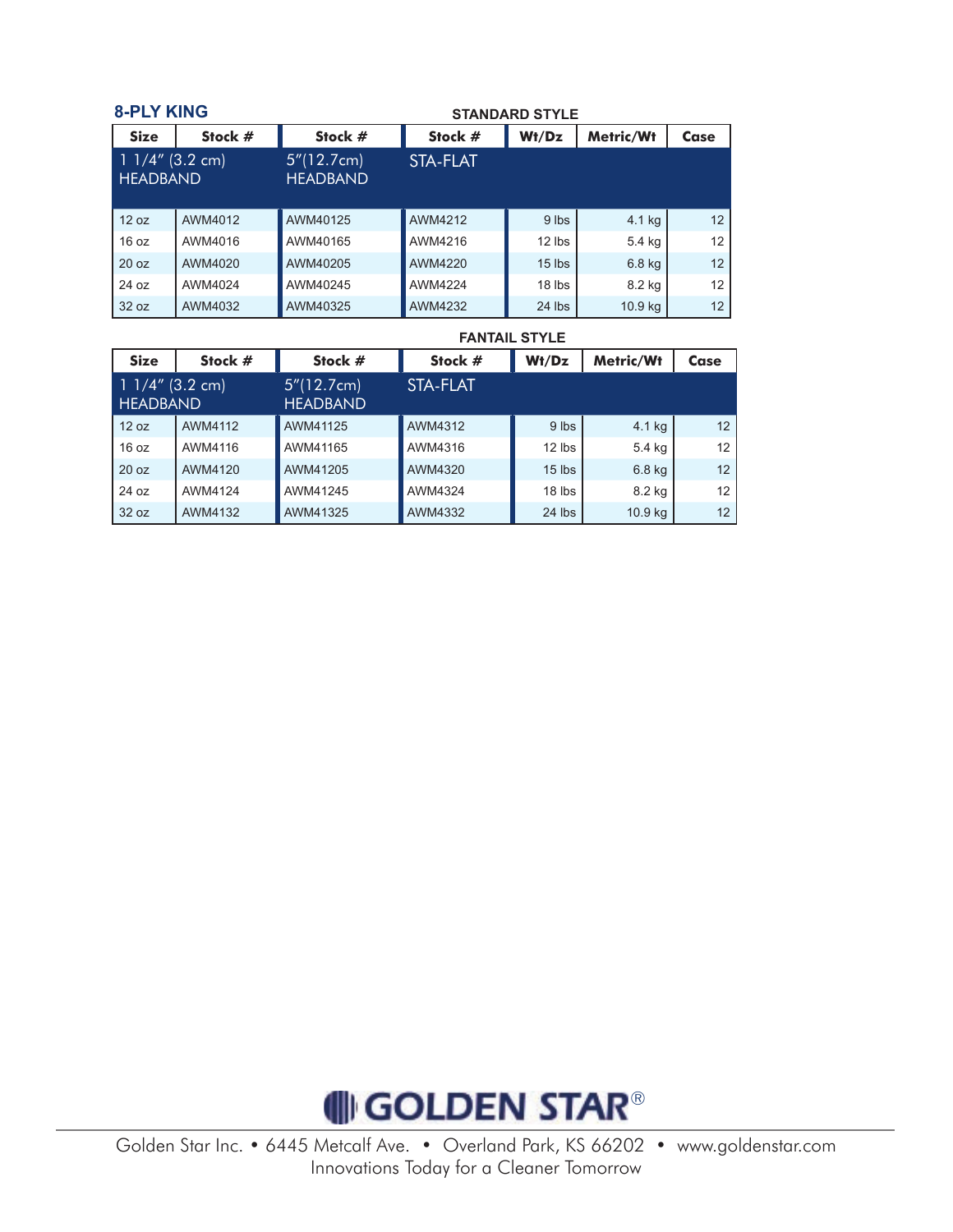## 8-PLY KING

### STANDARD STYLE

| Size | Stock # | Stock # | Stock # | Wt/Dz | Metric/Wt | Case |
|---|---|---|---|---|---|---|
| 1 1/4" (3.2 cm) HEADBAND | | 5"(12.7cm) HEADBAND | STA-FLAT | | | |
| 12 oz | AWM4012 | AWM40125 | AWM4212 | 9 lbs | 4.1 kg | 12 |
| 16 oz | AWM4016 | AWM40165 | AWM4216 | 12 lbs | 5.4 kg | 12 |
| 20 oz | AWM4020 | AWM40205 | AWM4220 | 15 lbs | 6.8 kg | 12 |
| 24 oz | AWM4024 | AWM40245 | AWM4224 | 18 lbs | 8.2 kg | 12 |
| 32 oz | AWM4032 | AWM40325 | AWM4232 | 24 lbs | 10.9 kg | 12 |

### FANTAIL STYLE

| Size | Stock # | Stock # | Stock # | Wt/Dz | Metric/Wt | Case |
|---|---|---|---|---|---|---|
| 1 1/4" (3.2 cm) HEADBAND | | 5"(12.7cm) HEADBAND | STA-FLAT | | | |
| 12 oz | AWM4112 | AWM41125 | AWM4312 | 9 lbs | 4.1 kg | 12 |
| 16 oz | AWM4116 | AWM41165 | AWM4316 | 12 lbs | 5.4 kg | 12 |
| 20 oz | AWM4120 | AWM41205 | AWM4320 | 15 lbs | 6.8 kg | 12 |
| 24 oz | AWM4124 | AWM41245 | AWM4324 | 18 lbs | 8.2 kg | 12 |
| 32 oz | AWM4132 | AWM41325 | AWM4332 | 24 lbs | 10.9 kg | 12 |

GOLDEN STAR®

Golden Star Inc. • 6445 Metcalf Ave. • Overland Park, KS 66202 • www.goldenstar.com
Innovations Today for a Cleaner Tomorrow